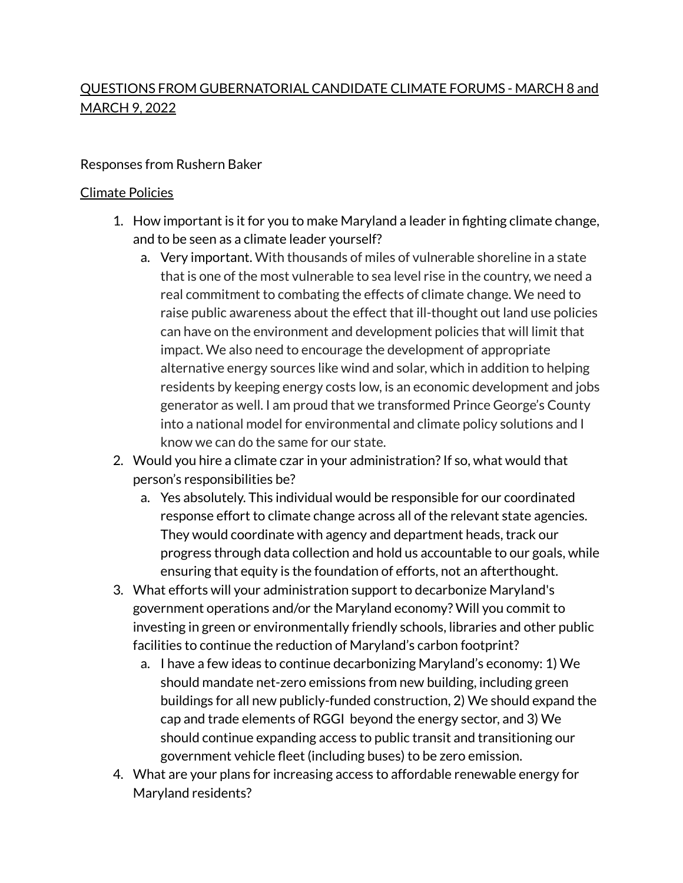<u>QUESTIONS FROM GUBERNATORIAL CANDIDATE CLIMATE FORUMS - MARCH 8 and MARCH 9, 2022</u>

Responses from Rushern Baker

<u>Climate Policies</u>

1. How important is it for you to make Maryland a leader in fighting climate change, and to be seen as a climate leader yourself?
   a. Very important. With thousands of miles of vulnerable shoreline in a state that is one of the most vulnerable to sea level rise in the country, we need a real commitment to combating the effects of climate change. We need to raise public awareness about the effect that ill-thought out land use policies can have on the environment and development policies that will limit that impact. We also need to encourage the development of appropriate alternative energy sources like wind and solar, which in addition to helping residents by keeping energy costs low, is an economic development and jobs generator as well. I am proud that we transformed Prince George's County into a national model for environmental and climate policy solutions and I know we can do the same for our state.
2. Would you hire a climate czar in your administration? If so, what would that person's responsibilities be?
   a. Yes absolutely. This individual would be responsible for our coordinated response effort to climate change across all of the relevant state agencies. They would coordinate with agency and department heads, track our progress through data collection and hold us accountable to our goals, while ensuring that equity is the foundation of efforts, not an afterthought.
3. What efforts will your administration support to decarbonize Maryland's government operations and/or the Maryland economy? Will you commit to investing in green or environmentally friendly schools, libraries and other public facilities to continue the reduction of Maryland's carbon footprint?
   a. I have a few ideas to continue decarbonizing Maryland's economy: 1) We should mandate net-zero emissions from new building, including green buildings for all new publicly-funded construction, 2) We should expand the cap and trade elements of RGGI beyond the energy sector, and 3) We should continue expanding access to public transit and transitioning our government vehicle fleet (including buses) to be zero emission.
4. What are your plans for increasing access to affordable renewable energy for Maryland residents?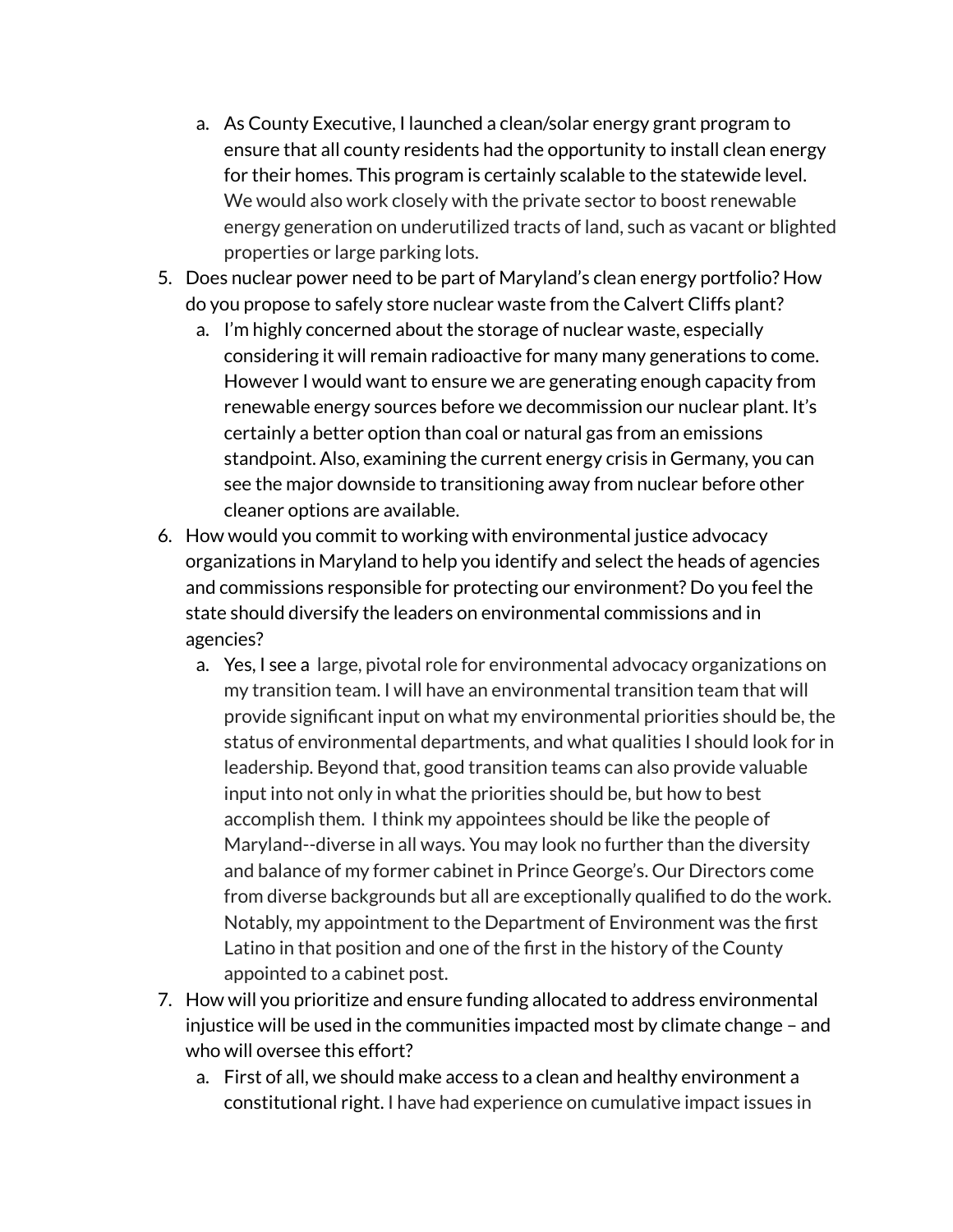a. As County Executive, I launched a clean/solar energy grant program to ensure that all county residents had the opportunity to install clean energy for their homes. This program is certainly scalable to the statewide level. We would also work closely with the private sector to boost renewable energy generation on underutilized tracts of land, such as vacant or blighted properties or large parking lots.

5. Does nuclear power need to be part of Maryland's clean energy portfolio? How do you propose to safely store nuclear waste from the Calvert Cliffs plant?
   a. I'm highly concerned about the storage of nuclear waste, especially considering it will remain radioactive for many many generations to come. However I would want to ensure we are generating enough capacity from renewable energy sources before we decommission our nuclear plant. It's certainly a better option than coal or natural gas from an emissions standpoint. Also, examining the current energy crisis in Germany, you can see the major downside to transitioning away from nuclear before other cleaner options are available.

6. How would you commit to working with environmental justice advocacy organizations in Maryland to help you identify and select the heads of agencies and commissions responsible for protecting our environment? Do you feel the state should diversify the leaders on environmental commissions and in agencies?
   a. Yes, I see a large, pivotal role for environmental advocacy organizations on my transition team. I will have an environmental transition team that will provide significant input on what my environmental priorities should be, the status of environmental departments, and what qualities I should look for in leadership. Beyond that, good transition teams can also provide valuable input into not only in what the priorities should be, but how to best accomplish them. I think my appointees should be like the people of Maryland--diverse in all ways. You may look no further than the diversity and balance of my former cabinet in Prince George's. Our Directors come from diverse backgrounds but all are exceptionally qualified to do the work. Notably, my appointment to the Department of Environment was the first Latino in that position and one of the first in the history of the County appointed to a cabinet post.

7. How will you prioritize and ensure funding allocated to address environmental injustice will be used in the communities impacted most by climate change – and who will oversee this effort?
   a. First of all, we should make access to a clean and healthy environment a constitutional right. I have had experience on cumulative impact issues in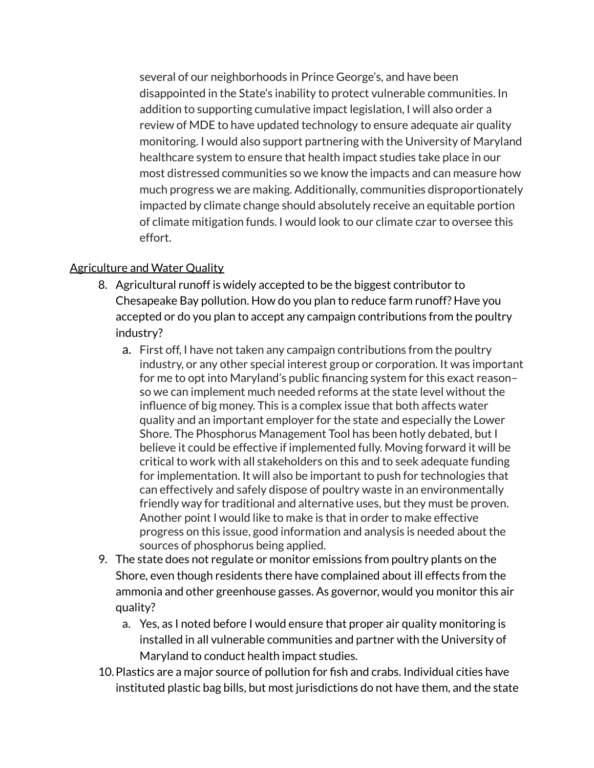several of our neighborhoods in Prince George's, and have been disappointed in the State's inability to protect vulnerable communities. In addition to supporting cumulative impact legislation, I will also order a review of MDE to have updated technology to ensure adequate air quality monitoring. I would also support partnering with the University of Maryland healthcare system to ensure that health impact studies take place in our most distressed communities so we know the impacts and can measure how much progress we are making. Additionally, communities disproportionately impacted by climate change should absolutely receive an equitable portion of climate mitigation funds. I would look to our climate czar to oversee this effort.

<u>Agriculture and Water Quality</u>

8. Agricultural runoff is widely accepted to be the biggest contributor to Chesapeake Bay pollution. How do you plan to reduce farm runoff? Have you accepted or do you plan to accept any campaign contributions from the poultry industry?
    a. First off, I have not taken any campaign contributions from the poultry industry, or any other special interest group or corporation. It was important for me to opt into Maryland's public financing system for this exact reason– so we can implement much needed reforms at the state level without the influence of big money. This is a complex issue that both affects water quality and an important employer for the state and especially the Lower Shore. The Phosphorus Management Tool has been hotly debated, but I believe it could be effective if implemented fully. Moving forward it will be critical to work with all stakeholders on this and to seek adequate funding for implementation. It will also be important to push for technologies that can effectively and safely dispose of poultry waste in an environmentally friendly way for traditional and alternative uses, but they must be proven. Another point I would like to make is that in order to make effective progress on this issue, good information and analysis is needed about the sources of phosphorus being applied.
9. The state does not regulate or monitor emissions from poultry plants on the Shore, even though residents there have complained about ill effects from the ammonia and other greenhouse gasses. As governor, would you monitor this air quality?
    a. Yes, as I noted before I would ensure that proper air quality monitoring is installed in all vulnerable communities and partner with the University of Maryland to conduct health impact studies.
10. Plastics are a major source of pollution for fish and crabs. Individual cities have instituted plastic bag bills, but most jurisdictions do not have them, and the state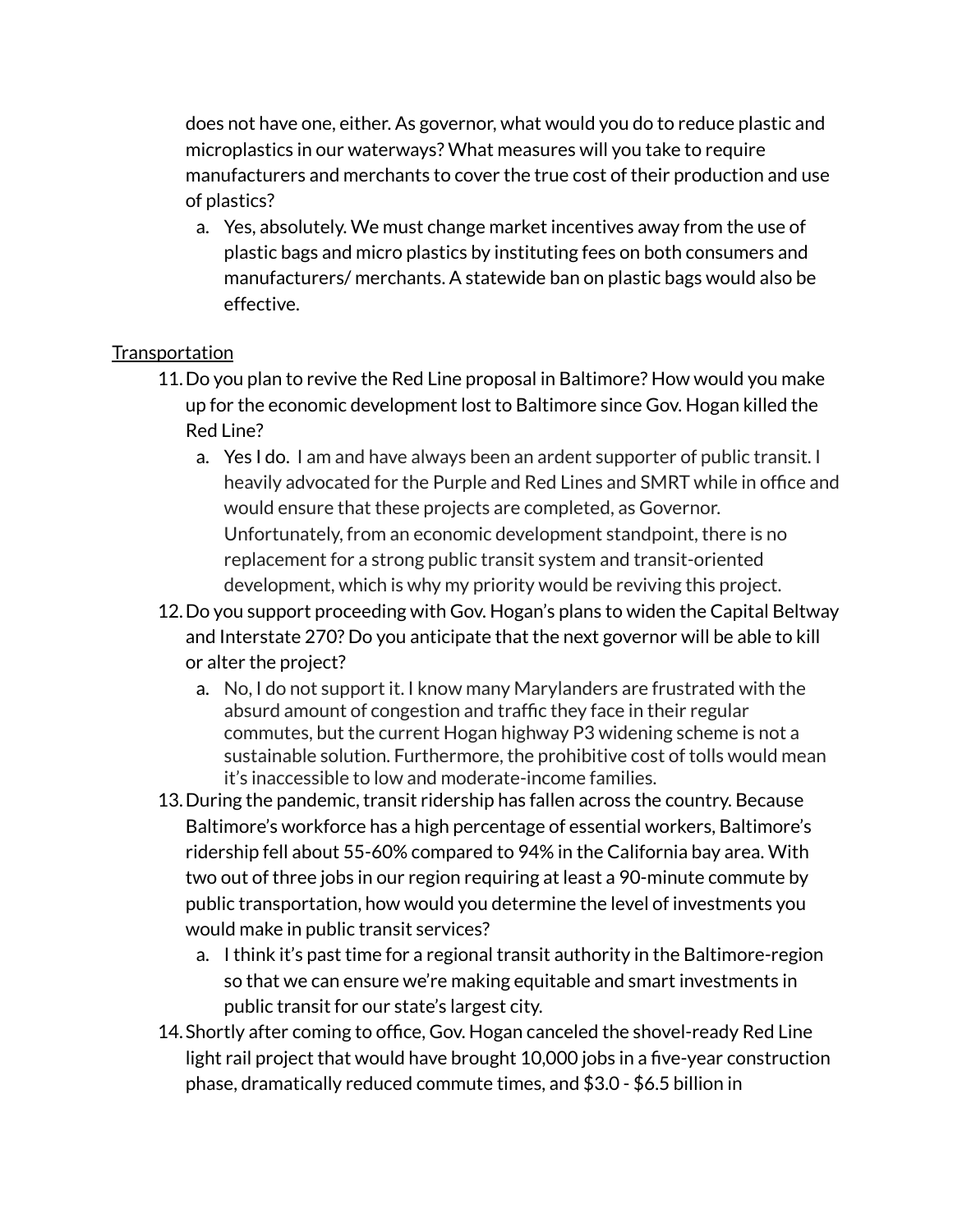does not have one, either. As governor, what would you do to reduce plastic and microplastics in our waterways? What measures will you take to require manufacturers and merchants to cover the true cost of their production and use of plastics?

   a. Yes, absolutely. We must change market incentives away from the use of plastic bags and micro plastics by instituting fees on both consumers and manufacturers/ merchants. A statewide ban on plastic bags would also be effective.

<u>Transportation</u>

11. Do you plan to revive the Red Line proposal in Baltimore? How would you make up for the economic development lost to Baltimore since Gov. Hogan killed the Red Line?
    a. Yes I do. I am and have always been an ardent supporter of public transit. I heavily advocated for the Purple and Red Lines and SMRT while in office and would ensure that these projects are completed, as Governor. Unfortunately, from an economic development standpoint, there is no replacement for a strong public transit system and transit-oriented development, which is why my priority would be reviving this project.
12. Do you support proceeding with Gov. Hogan's plans to widen the Capital Beltway and Interstate 270? Do you anticipate that the next governor will be able to kill or alter the project?
    a. No, I do not support it. I know many Marylanders are frustrated with the absurd amount of congestion and traffic they face in their regular commutes, but the current Hogan highway P3 widening scheme is not a sustainable solution. Furthermore, the prohibitive cost of tolls would mean it's inaccessible to low and moderate-income families.
13. During the pandemic, transit ridership has fallen across the country. Because Baltimore's workforce has a high percentage of essential workers, Baltimore's ridership fell about 55-60% compared to 94% in the California bay area. With two out of three jobs in our region requiring at least a 90-minute commute by public transportation, how would you determine the level of investments you would make in public transit services?
    a. I think it's past time for a regional transit authority in the Baltimore-region so that we can ensure we're making equitable and smart investments in public transit for our state's largest city.
14. Shortly after coming to office, Gov. Hogan canceled the shovel-ready Red Line light rail project that would have brought 10,000 jobs in a five-year construction phase, dramatically reduced commute times, and $3.0 - $6.5 billion in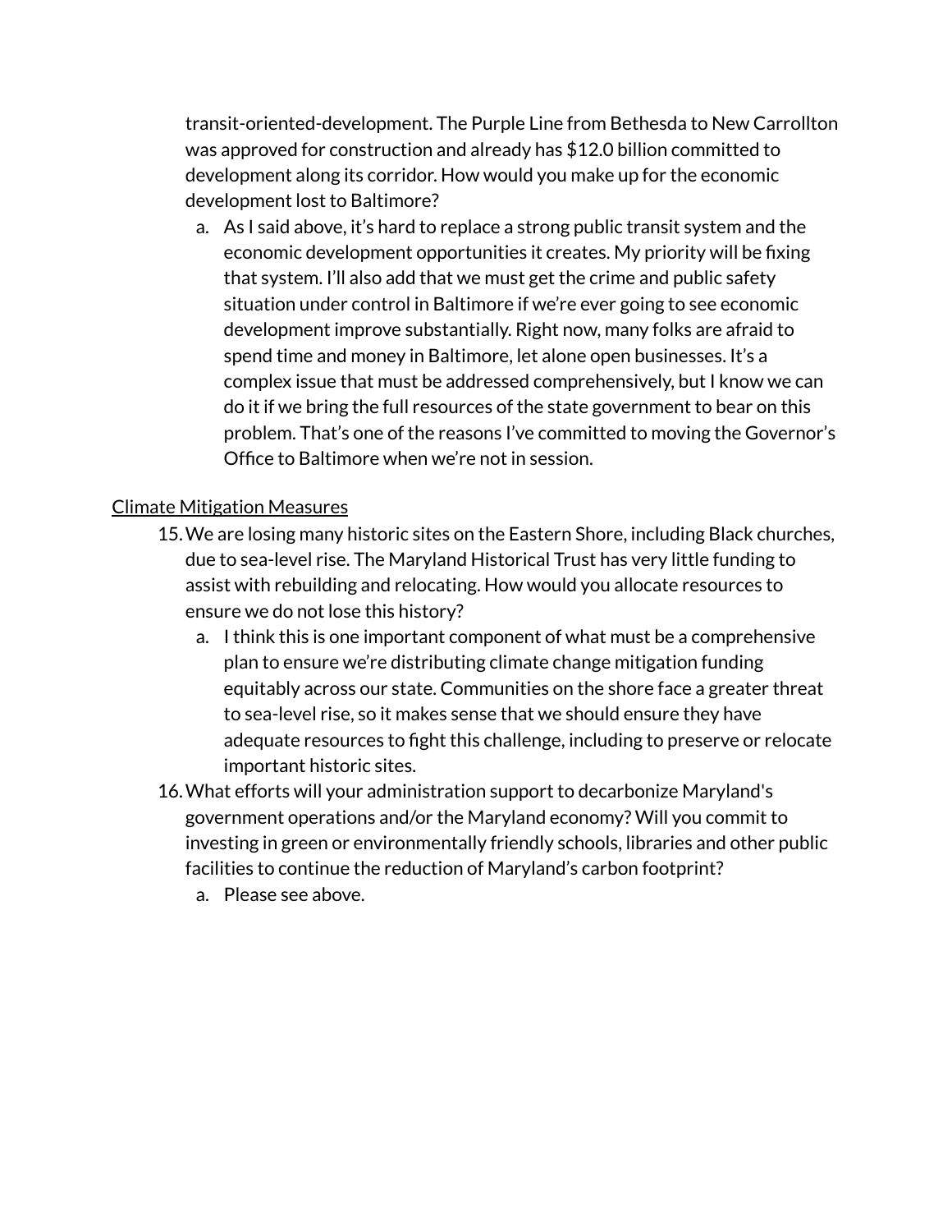transit-oriented-development. The Purple Line from Bethesda to New Carrollton was approved for construction and already has $12.0 billion committed to development along its corridor. How would you make up for the economic development lost to Baltimore?

   a. As I said above, it's hard to replace a strong public transit system and the economic development opportunities it creates. My priority will be fixing that system. I'll also add that we must get the crime and public safety situation under control in Baltimore if we're ever going to see economic development improve substantially. Right now, many folks are afraid to spend time and money in Baltimore, let alone open businesses. It's a complex issue that must be addressed comprehensively, but I know we can do it if we bring the full resources of the state government to bear on this problem. That's one of the reasons I've committed to moving the Governor's Office to Baltimore when we're not in session.

<u>Climate Mitigation Measures</u>

15. We are losing many historic sites on the Eastern Shore, including Black churches, due to sea-level rise. The Maryland Historical Trust has very little funding to assist with rebuilding and relocating. How would you allocate resources to ensure we do not lose this history?
    a. I think this is one important component of what must be a comprehensive plan to ensure we're distributing climate change mitigation funding equitably across our state. Communities on the shore face a greater threat to sea-level rise, so it makes sense that we should ensure they have adequate resources to fight this challenge, including to preserve or relocate important historic sites.
16. What efforts will your administration support to decarbonize Maryland's government operations and/or the Maryland economy? Will you commit to investing in green or environmentally friendly schools, libraries and other public facilities to continue the reduction of Maryland's carbon footprint?
    a. Please see above.